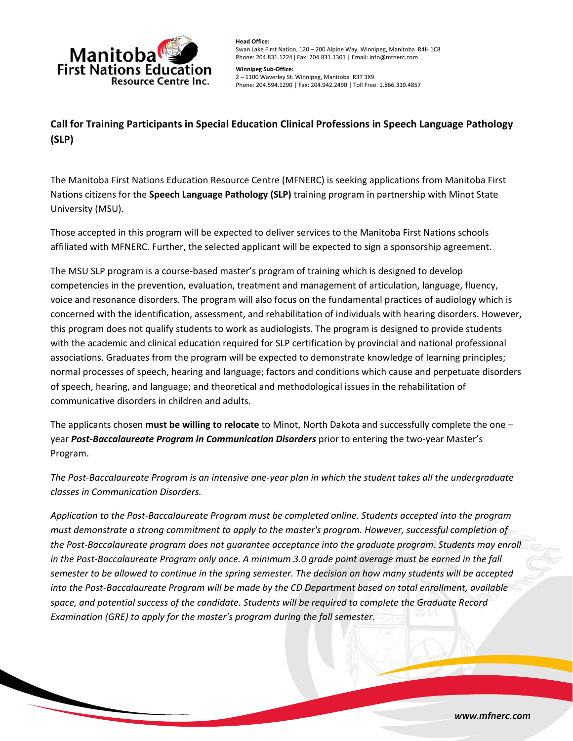**Head Office:**
Swan Lake First Nation, 120 – 200 Alpine Way, Winnipeg, Manitoba R4H 1C8
Phone: 204.831.1224 | Fax: 204.831.1301 | Email: info@mfnerc.com

**Winnipeg Sub-Office:**
2 – 1100 Waverley St. Winnipeg, Manitoba R3T 3X9
Phone: 204.594.1290 | Fax: 204.942.2490 | Toll Free: 1.866.319.4857

## Call for Training Participants in Special Education Clinical Professions in Speech Language Pathology (SLP)

The Manitoba First Nations Education Resource Centre (MFNERC) is seeking applications from Manitoba First Nations citizens for the **Speech Language Pathology (SLP)** training program in partnership with Minot State University (MSU).

Those accepted in this program will be expected to deliver services to the Manitoba First Nations schools affiliated with MFNERC. Further, the selected applicant will be expected to sign a sponsorship agreement.

The MSU SLP program is a course-based master's program of training which is designed to develop competencies in the prevention, evaluation, treatment and management of articulation, language, fluency, voice and resonance disorders. The program will also focus on the fundamental practices of audiology which is concerned with the identification, assessment, and rehabilitation of individuals with hearing disorders. However, this program does not qualify students to work as audiologists. The program is designed to provide students with the academic and clinical education required for SLP certification by provincial and national professional associations. Graduates from the program will be expected to demonstrate knowledge of learning principles; normal processes of speech, hearing and language; factors and conditions which cause and perpetuate disorders of speech, hearing, and language; and theoretical and methodological issues in the rehabilitation of communicative disorders in children and adults.

The applicants chosen **must be willing to relocate** to Minot, North Dakota and successfully complete the one – year ***Post-Baccalaureate Program in Communication Disorders*** prior to entering the two-year Master's Program.

*The Post-Baccalaureate Program is an intensive one-year plan in which the student takes all the undergraduate classes in Communication Disorders.*

*Application to the Post-Baccalaureate Program must be completed online. Students accepted into the program must demonstrate a strong commitment to apply to the master's program. However, successful completion of the Post-Baccalaureate program does not guarantee acceptance into the graduate program. Students may enroll in the Post-Baccalaureate Program only once. A minimum 3.0 grade point average must be earned in the fall semester to be allowed to continue in the spring semester. The decision on how many students will be accepted into the Post-Baccalaureate Program will be made by the CD Department based on total enrollment, available space, and potential success of the candidate. Students will be required to complete the Graduate Record Examination (GRE) to apply for the master's program during the fall semester.*

*www.mfnerc.com*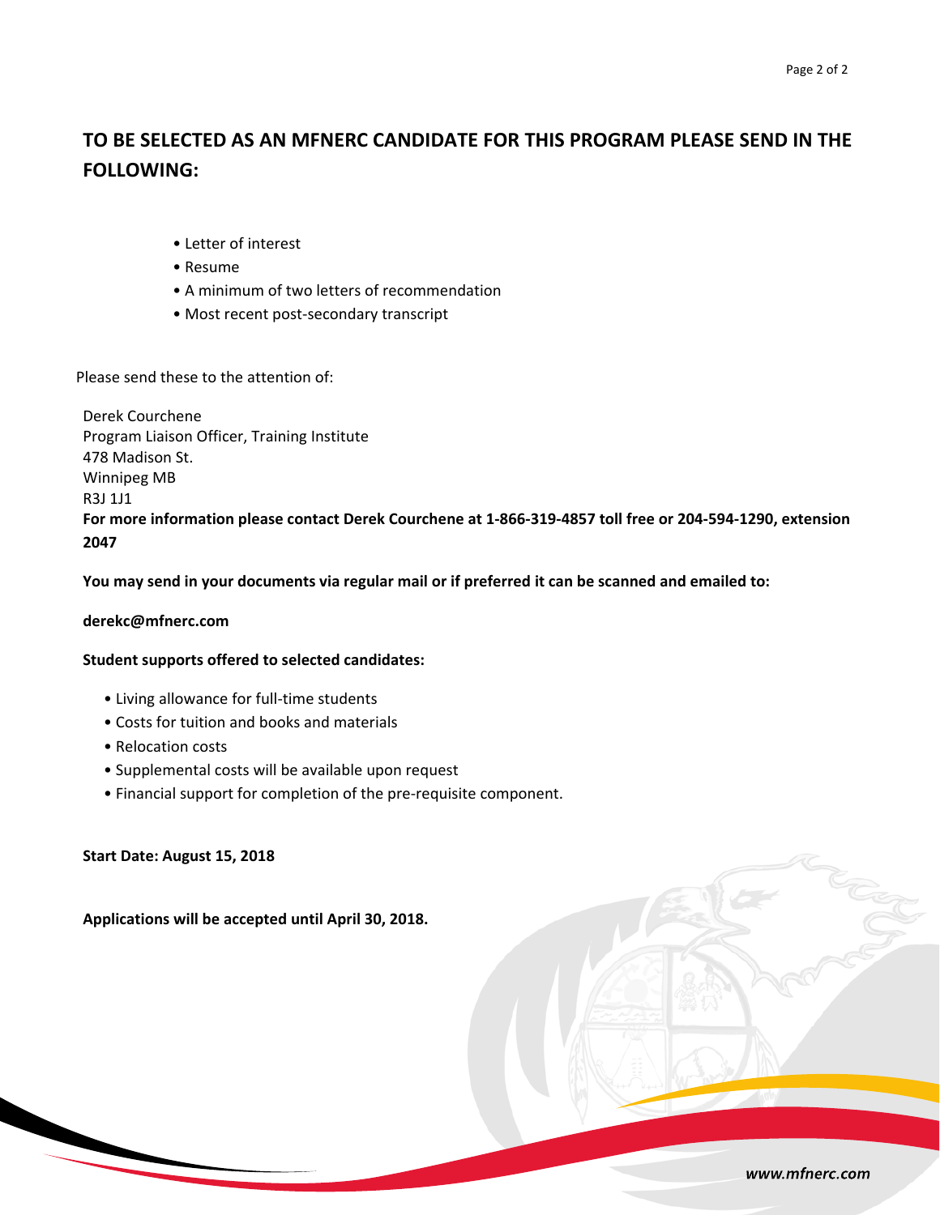## TO BE SELECTED AS AN MFNERC CANDIDATE FOR THIS PROGRAM PLEASE SEND IN THE FOLLOWING:

- Letter of interest
- Resume
- A minimum of two letters of recommendation
- Most recent post-secondary transcript

Please send these to the attention of:

Derek Courchene
Program Liaison Officer, Training Institute
478 Madison St.
Winnipeg MB
R3J 1J1

**For more information please contact Derek Courchene at 1-866-319-4857 toll free or 204-594-1290, extension 2047**

**You may send in your documents via regular mail or if preferred it can be scanned and emailed to:**

**derekc@mfnerc.com**

**Student supports offered to selected candidates:**

- Living allowance for full-time students
- Costs for tuition and books and materials
- Relocation costs
- Supplemental costs will be available upon request
- Financial support for completion of the pre-requisite component.

**Start Date: August 15, 2018**

**Applications will be accepted until April 30, 2018.**

***www.mfnerc.com***